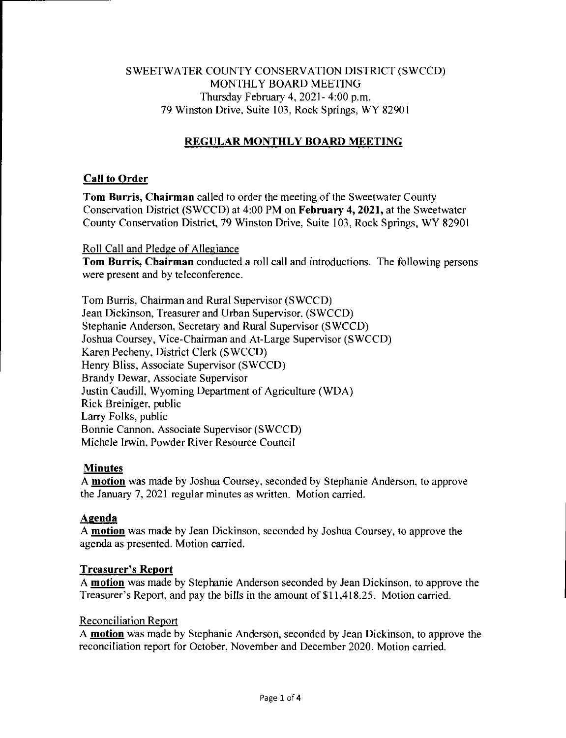SWEETWATER COUNTY CONSERVATION DISTRICT (SWCCD)
MONTHLY BOARD MEETING
Thursday February 4, 2021- 4:00 p.m.
79 Winston Drive, Suite 103, Rock Springs, WY 82901

# REGULAR MONTHLY BOARD MEETING

## Call to Order

**Tom Burris, Chairman** called to order the meeting of the Sweetwater County Conservation District (SWCCD) at 4:00 PM on **February 4, 2021,** at the Sweetwater County Conservation District, 79 Winston Drive, Suite 103, Rock Springs, WY 82901

### Roll Call and Pledge of Allegiance

**Tom Burris, Chairman** conducted a roll call and introductions. The following persons were present and by teleconference.

Tom Burris, Chairman and Rural Supervisor (SWCCD)
Jean Dickinson, Treasurer and Urban Supervisor, (SWCCD)
Stephanie Anderson, Secretary and Rural Supervisor (SWCCD)
Joshua Coursey, Vice-Chairman and At-Large Supervisor (SWCCD)
Karen Pecheny, District Clerk (SWCCD)
Henry Bliss, Associate Supervisor (SWCCD)
Brandy Dewar, Associate Supervisor
Justin Caudill, Wyoming Department of Agriculture (WDA)
Rick Breiniger, public
Larry Folks, public
Bonnie Cannon, Associate Supervisor (SWCCD)
Michele Irwin, Powder River Resource Council

## Minutes

A **motion** was made by Joshua Coursey, seconded by Stephanie Anderson, to approve the January 7, 2021 regular minutes as written. Motion carried.

## Agenda

A **motion** was made by Jean Dickinson, seconded by Joshua Coursey, to approve the agenda as presented. Motion carried.

## Treasurer's Report

A **motion** was made by Stephanie Anderson seconded by Jean Dickinson, to approve the Treasurer's Report, and pay the bills in the amount of $11,418.25. Motion carried.

### Reconciliation Report

A **motion** was made by Stephanie Anderson, seconded by Jean Dickinson, to approve the reconciliation report for October, November and December 2020. Motion carried.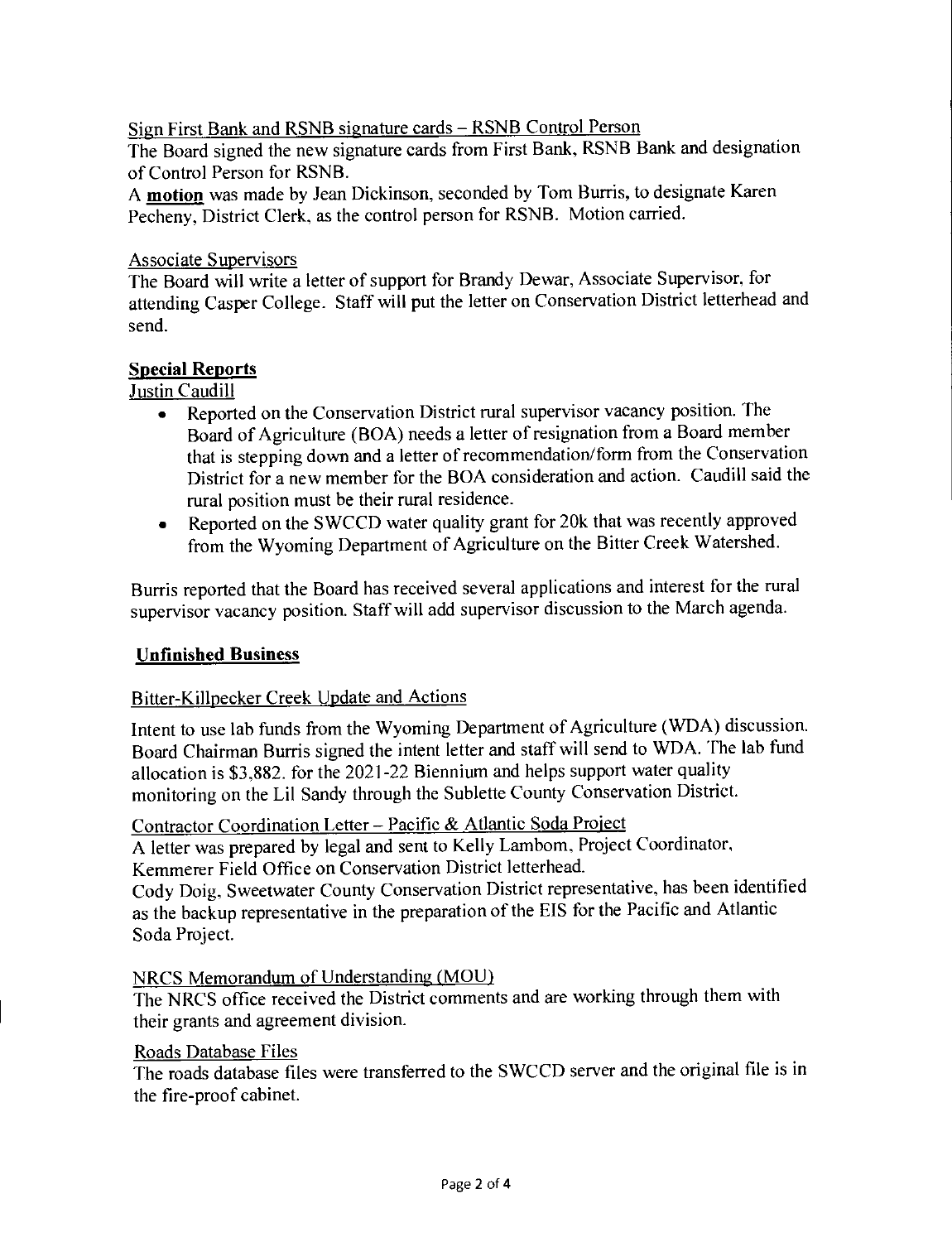Sign First Bank and RSNB signature cards – RSNB Control Person

The Board signed the new signature cards from First Bank, RSNB Bank and designation of Control Person for RSNB.

A **motion** was made by Jean Dickinson, seconded by Tom Burris, to designate Karen Pecheny, District Clerk, as the control person for RSNB. Motion carried.

Associate Supervisors

The Board will write a letter of support for Brandy Dewar, Associate Supervisor, for attending Casper College. Staff will put the letter on Conservation District letterhead and send.

## Special Reports

Justin Caudill

- Reported on the Conservation District rural supervisor vacancy position. The Board of Agriculture (BOA) needs a letter of resignation from a Board member that is stepping down and a letter of recommendation/form from the Conservation District for a new member for the BOA consideration and action. Caudill said the rural position must be their rural residence.
- Reported on the SWCCD water quality grant for 20k that was recently approved from the Wyoming Department of Agriculture on the Bitter Creek Watershed.

Burris reported that the Board has received several applications and interest for the rural supervisor vacancy position. Staff will add supervisor discussion to the March agenda.

## Unfinished Business

Bitter-Killpecker Creek Update and Actions

Intent to use lab funds from the Wyoming Department of Agriculture (WDA) discussion. Board Chairman Burris signed the intent letter and staff will send to WDA. The lab fund allocation is $3,882. for the 2021-22 Biennium and helps support water quality monitoring on the Lil Sandy through the Sublette County Conservation District.

Contractor Coordination Letter – Pacific & Atlantic Soda Project

A letter was prepared by legal and sent to Kelly Lambom, Project Coordinator, Kemmerer Field Office on Conservation District letterhead.

Cody Doig, Sweetwater County Conservation District representative, has been identified as the backup representative in the preparation of the EIS for the Pacific and Atlantic Soda Project.

NRCS Memorandum of Understanding (MOU)

The NRCS office received the District comments and are working through them with their grants and agreement division.

Roads Database Files

The roads database files were transferred to the SWCCD server and the original file is in the fire-proof cabinet.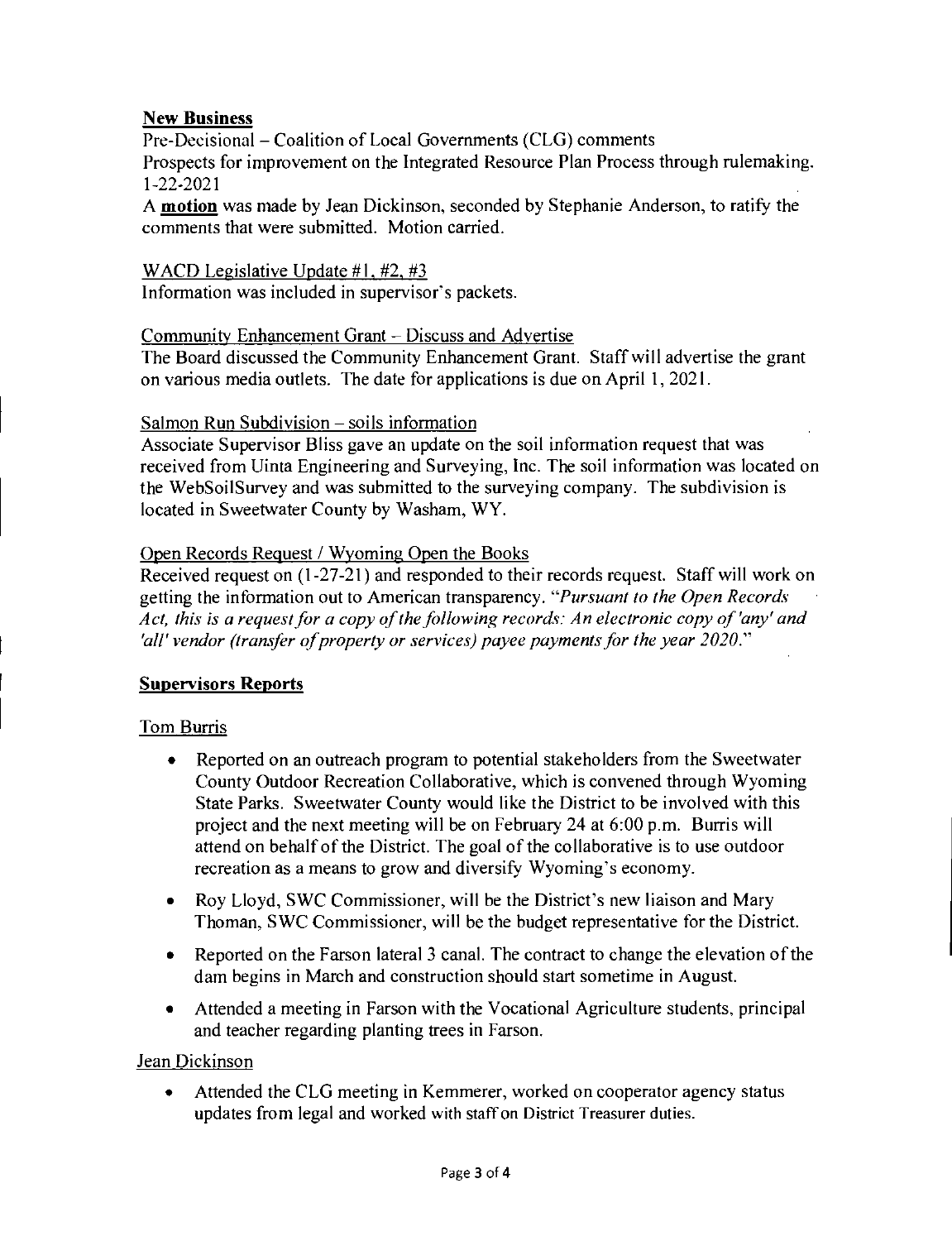## New Business

Pre-Decisional – Coalition of Local Governments (CLG) comments
Prospects for improvement on the Integrated Resource Plan Process through rulemaking. 1-22-2021

A **motion** was made by Jean Dickinson, seconded by Stephanie Anderson, to ratify the comments that were submitted. Motion carried.

WACD Legislative Update #1, #2, #3
Information was included in supervisor's packets.

Community Enhancement Grant – Discuss and Advertise
The Board discussed the Community Enhancement Grant. Staff will advertise the grant on various media outlets. The date for applications is due on April 1, 2021.

Salmon Run Subdivision – soils information
Associate Supervisor Bliss gave an update on the soil information request that was received from Uinta Engineering and Surveying, Inc. The soil information was located on the WebSoilSurvey and was submitted to the surveying company. The subdivision is located in Sweetwater County by Washam, WY.

Open Records Request / Wyoming Open the Books
Received request on (1-27-21) and responded to their records request. Staff will work on getting the information out to American transparency. *"Pursuant to the Open Records Act, this is a request for a copy of the following records: An electronic copy of 'any' and 'all' vendor (transfer of property or services) payee payments for the year 2020."*

## Supervisors Reports

Tom Burris

- Reported on an outreach program to potential stakeholders from the Sweetwater County Outdoor Recreation Collaborative, which is convened through Wyoming State Parks. Sweetwater County would like the District to be involved with this project and the next meeting will be on February 24 at 6:00 p.m. Burris will attend on behalf of the District. The goal of the collaborative is to use outdoor recreation as a means to grow and diversify Wyoming's economy.
- Roy Lloyd, SWC Commissioner, will be the District's new liaison and Mary Thoman, SWC Commissioner, will be the budget representative for the District.
- Reported on the Farson lateral 3 canal. The contract to change the elevation of the dam begins in March and construction should start sometime in August.
- Attended a meeting in Farson with the Vocational Agriculture students, principal and teacher regarding planting trees in Farson.

Jean Dickinson

- Attended the CLG meeting in Kemmerer, worked on cooperator agency status updates from legal and worked with staff on District Treasurer duties.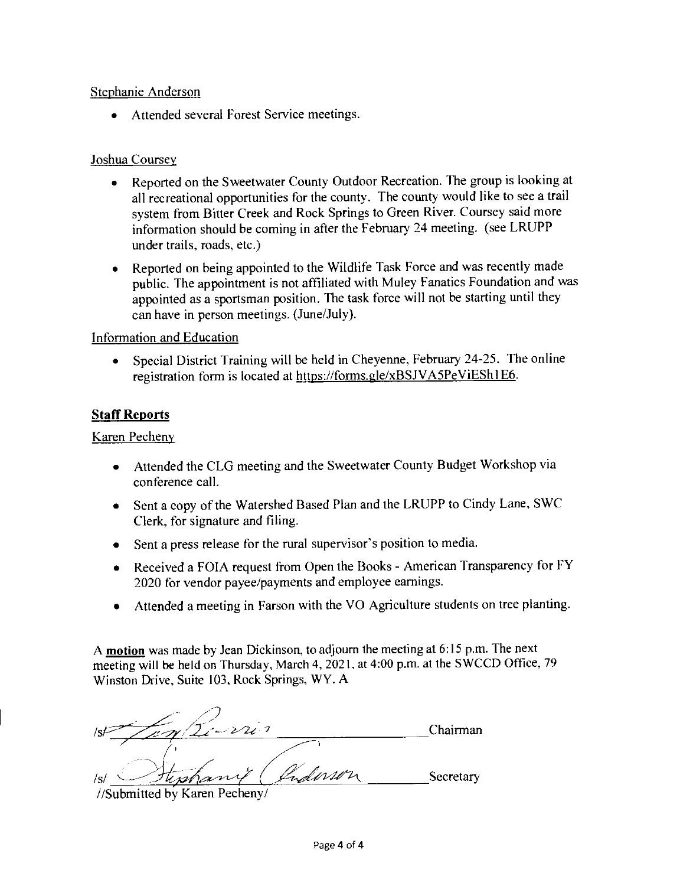Stephanie Anderson

- Attended several Forest Service meetings.

Joshua Coursey

- Reported on the Sweetwater County Outdoor Recreation. The group is looking at all recreational opportunities for the county. The county would like to see a trail system from Bitter Creek and Rock Springs to Green River. Coursey said more information should be coming in after the February 24 meeting. (see LRUPP under trails, roads, etc.)
- Reported on being appointed to the Wildlife Task Force and was recently made public. The appointment is not affiliated with Muley Fanatics Foundation and was appointed as a sportsman position. The task force will not be starting until they can have in person meetings. (June/July).

Information and Education

- Special District Training will be held in Cheyenne, February 24-25. The online registration form is located at https://forms.gle/xBSJVA5PeViESh1E6.

## Staff Reports

Karen Pecheny

- Attended the CLG meeting and the Sweetwater County Budget Workshop via conference call.
- Sent a copy of the Watershed Based Plan and the LRUPP to Cindy Lane, SWC Clerk, for signature and filing.
- Sent a press release for the rural supervisor's position to media.
- Received a FOIA request from Open the Books - American Transparency for FY 2020 for vendor payee/payments and employee earnings.
- Attended a meeting in Farson with the VO Agriculture students on tree planting.

A **motion** was made by Jean Dickinson, to adjourn the meeting at 6:15 p.m. The next meeting will be held on Thursday, March 4, 2021, at 4:00 p.m. at the SWCCD Office, 79 Winston Drive, Suite 103, Rock Springs, WY. A

/s/ Tony Ferrin _______________ Chairman

/s/ Stephanie Anderson _______________ Secretary

//Submitted by Karen Pecheny/